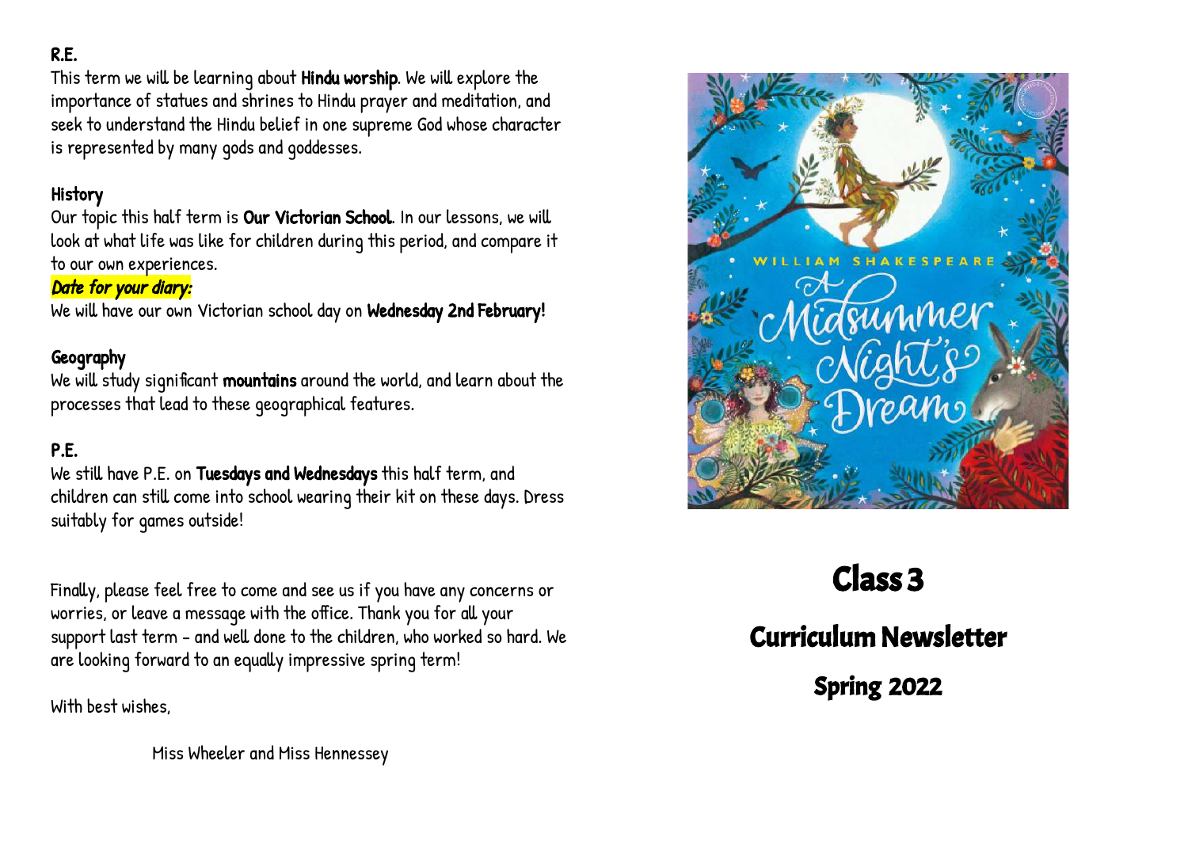## R.E.

This term we will be learning about **Hindu worship**. We will explore the importance of statues and shrines to Hindu prayer and meditation, and seek to understand the Hindu belief in one supreme God whose character is represented by many gods and goddesses.

## History

Our topic this half term is **Our Victorian School**. In our lessons, we will look at what life was like for children during this period, and compare it to our own experiences.

***Date for your diary:***

We will have our own Victorian school day on **Wednesday 2nd February!**

## Geography

We will study significant **mountains** around the world, and learn about the processes that lead to these geographical features.

## P.E.

We still have P.E. on **Tuesdays and Wednesdays** this half term, and children can still come into school wearing their kit on these days. Dress suitably for games outside!

Finally, please feel free to come and see us if you have any concerns or worries, or leave a message with the office. Thank you for all your support last term – and well done to the children, who worked so hard. We are looking forward to an equally impressive spring term!

With best wishes,

Miss Wheeler and Miss Hennessey

WILLIAM SHAKESPEARE

A Midsummer Night's Dream

# Class 3

## Curriculum Newsletter

### Spring 2022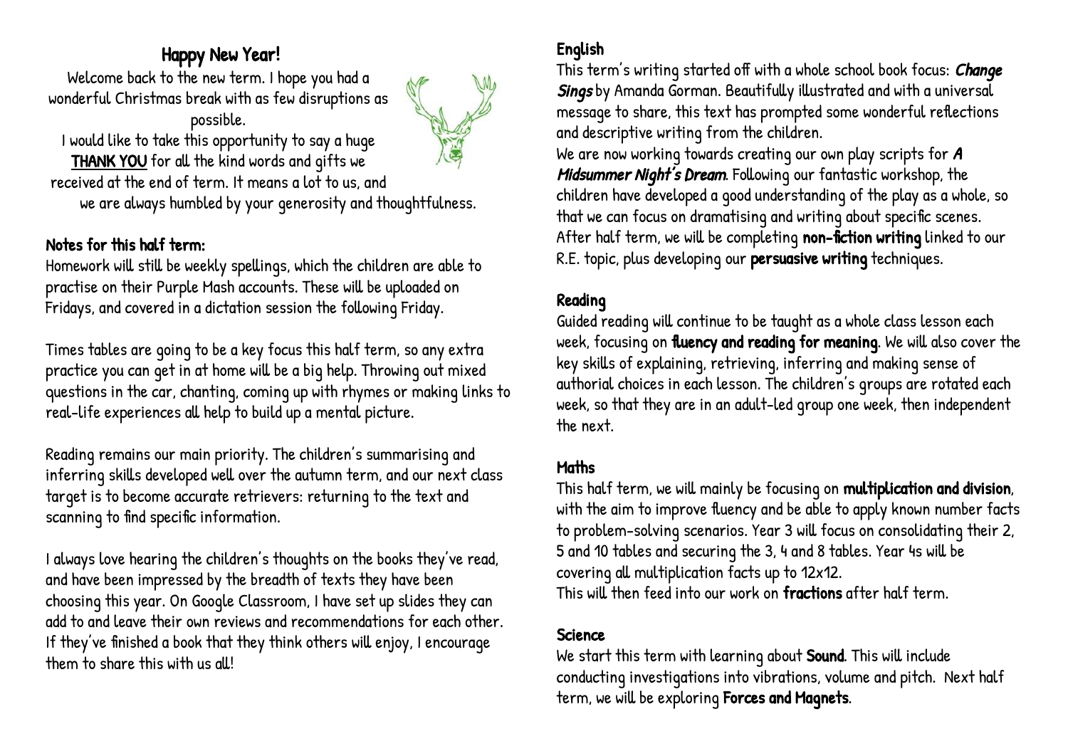## Happy New Year!

Welcome back to the new term. I hope you had a wonderful Christmas break with as few disruptions as possible.

I would like to take this opportunity to say a huge **THANK YOU** for all the kind words and gifts we received at the end of term. It means a lot to us, and we are always humbled by your generosity and thoughtfulness.

### Notes for this half term:

Homework will still be weekly spellings, which the children are able to practise on their Purple Mash accounts. These will be uploaded on Fridays, and covered in a dictation session the following Friday.

Times tables are going to be a key focus this half term, so any extra practice you can get in at home will be a big help. Throwing out mixed questions in the car, chanting, coming up with rhymes or making links to real-life experiences all help to build up a mental picture.

Reading remains our main priority. The children's summarising and inferring skills developed well over the autumn term, and our next class target is to become accurate retrievers: returning to the text and scanning to find specific information.

I always love hearing the children's thoughts on the books they've read, and have been impressed by the breadth of texts they have been choosing this year. On Google Classroom, I have set up slides they can add to and leave their own reviews and recommendations for each other. If they've finished a book that they think others will enjoy, I encourage them to share this with us all!

### English

This term's writing started off with a whole school book focus: ***Change Sings*** by Amanda Gorman. Beautifully illustrated and with a universal message to share, this text has prompted some wonderful reflections and descriptive writing from the children.

We are now working towards creating our own play scripts for ***A Midsummer Night's Dream***. Following our fantastic workshop, the children have developed a good understanding of the play as a whole, so that we can focus on dramatising and writing about specific scenes. After half term, we will be completing **non-fiction writing** linked to our R.E. topic, plus developing our **persuasive writing** techniques.

### Reading

Guided reading will continue to be taught as a whole class lesson each week, focusing on **fluency and reading for meaning**. We will also cover the key skills of explaining, retrieving, inferring and making sense of authorial choices in each lesson. The children's groups are rotated each week, so that they are in an adult-led group one week, then independent the next.

### Maths

This half term, we will mainly be focusing on **multiplication and division**, with the aim to improve fluency and be able to apply known number facts to problem-solving scenarios. Year 3 will focus on consolidating their 2, 5 and 10 tables and securing the 3, 4 and 8 tables. Year 4s will be covering all multiplication facts up to 12x12.

This will then feed into our work on **fractions** after half term.

### Science

We start this term with learning about **Sound**. This will include conducting investigations into vibrations, volume and pitch. Next half term, we will be exploring **Forces and Magnets**.